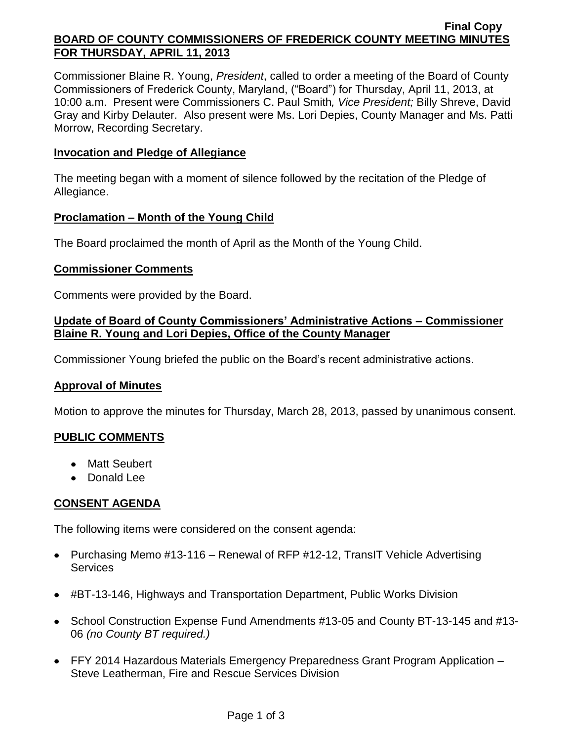Final Copy

# BOARD OF COUNTY COMMISSIONERS OF FREDERICK COUNTY MEETING MINUTES FOR THURSDAY, APRIL 11, 2013

Commissioner Blaine R. Young, *President*, called to order a meeting of the Board of County Commissioners of Frederick County, Maryland, ("Board") for Thursday, April 11, 2013, at 10:00 a.m. Present were Commissioners C. Paul Smith*, Vice President;* Billy Shreve, David Gray and Kirby Delauter. Also present were Ms. Lori Depies, County Manager and Ms. Patti Morrow, Recording Secretary.

## Invocation and Pledge of Allegiance

The meeting began with a moment of silence followed by the recitation of the Pledge of Allegiance.

## Proclamation – Month of the Young Child

The Board proclaimed the month of April as the Month of the Young Child.

## Commissioner Comments

Comments were provided by the Board.

## Update of Board of County Commissioners' Administrative Actions – Commissioner Blaine R. Young and Lori Depies, Office of the County Manager

Commissioner Young briefed the public on the Board's recent administrative actions.

## Approval of Minutes

Motion to approve the minutes for Thursday, March 28, 2013, passed by unanimous consent.

## PUBLIC COMMENTS

- Matt Seubert
- Donald Lee

## CONSENT AGENDA

The following items were considered on the consent agenda:

- Purchasing Memo #13-116 – Renewal of RFP #12-12, TransIT Vehicle Advertising Services
- #BT-13-146, Highways and Transportation Department, Public Works Division
- School Construction Expense Fund Amendments #13-05 and County BT-13-145 and #13-06 *(no County BT required.)*
- FFY 2014 Hazardous Materials Emergency Preparedness Grant Program Application – Steve Leatherman, Fire and Rescue Services Division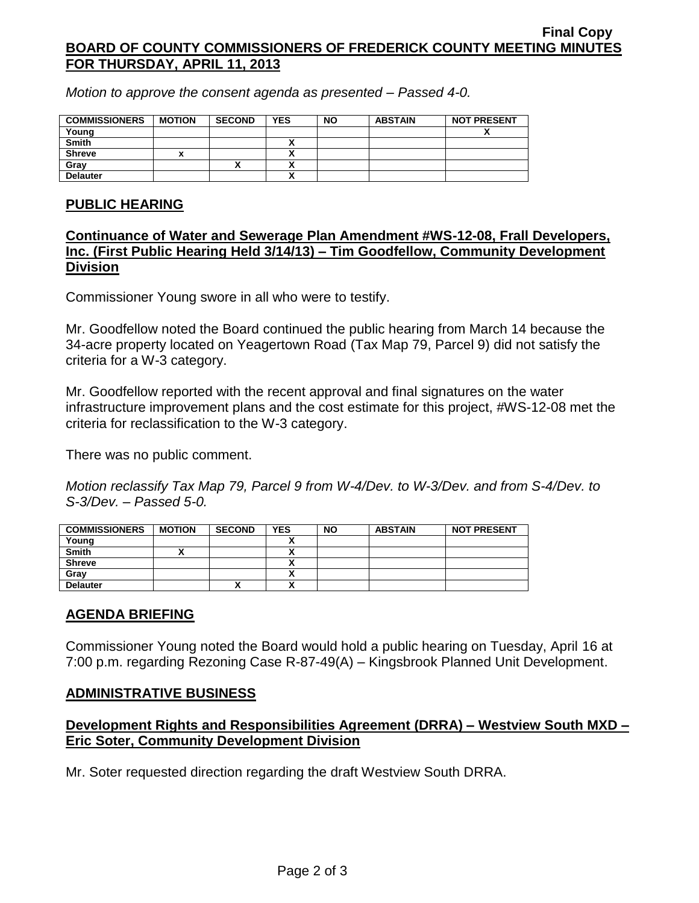Motion to approve the consent agenda as presented – Passed 4-0.

| COMMISSIONERS | MOTION | SECOND | YES | NO | ABSTAIN | NOT PRESENT |
|---|---|---|---|---|---|---|
| Young | | | | | | X |
| Smith | | | X | | | |
| Shreve | x | | X | | | |
| Gray | | X | X | | | |
| Delauter | | | X | | | |

## PUBLIC HEARING

### Continuance of Water and Sewerage Plan Amendment #WS-12-08, Frall Developers, Inc. (First Public Hearing Held 3/14/13) – Tim Goodfellow, Community Development Division

Commissioner Young swore in all who were to testify.

Mr. Goodfellow noted the Board continued the public hearing from March 14 because the 34-acre property located on Yeagertown Road (Tax Map 79, Parcel 9) did not satisfy the criteria for a W-3 category.

Mr. Goodfellow reported with the recent approval and final signatures on the water infrastructure improvement plans and the cost estimate for this project, #WS-12-08 met the criteria for reclassification to the W-3 category.

There was no public comment.

*Motion reclassify Tax Map 79, Parcel 9 from W-4/Dev. to W-3/Dev. and from S-4/Dev. to S-3/Dev. – Passed 5-0.*

| COMMISSIONERS | MOTION | SECOND | YES | NO | ABSTAIN | NOT PRESENT |
|---|---|---|---|---|---|---|
| Young | | | X | | | |
| Smith | X | | X | | | |
| Shreve | | | X | | | |
| Gray | | | X | | | |
| Delauter | | X | X | | | |

## AGENDA BRIEFING

Commissioner Young noted the Board would hold a public hearing on Tuesday, April 16 at 7:00 p.m. regarding Rezoning Case R-87-49(A) – Kingsbrook Planned Unit Development.

## ADMINISTRATIVE BUSINESS

### Development Rights and Responsibilities Agreement (DRRA) – Westview South MXD – Eric Soter, Community Development Division

Mr. Soter requested direction regarding the draft Westview South DRRA.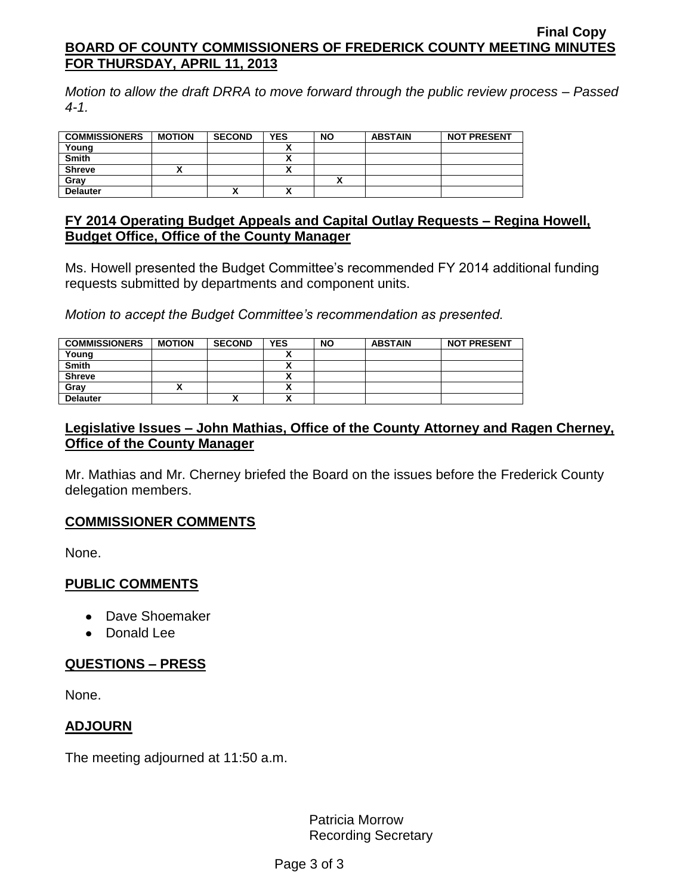Final Copy

**BOARD OF COUNTY COMMISSIONERS OF FREDERICK COUNTY MEETING MINUTES FOR THURSDAY, APRIL 11, 2013**

*Motion to allow the draft DRRA to move forward through the public review process – Passed 4-1.*

| COMMISSIONERS | MOTION | SECOND | YES | NO | ABSTAIN | NOT PRESENT |
|---|---|---|---|---|---|---|
| Young | | | X | | | |
| Smith | | | X | | | |
| Shreve | X | | X | | | |
| Gray | | | | X | | |
| Delauter | | X | X | | | |

## FY 2014 Operating Budget Appeals and Capital Outlay Requests – Regina Howell, Budget Office, Office of the County Manager

Ms. Howell presented the Budget Committee's recommended FY 2014 additional funding requests submitted by departments and component units.

*Motion to accept the Budget Committee's recommendation as presented.*

| COMMISSIONERS | MOTION | SECOND | YES | NO | ABSTAIN | NOT PRESENT |
|---|---|---|---|---|---|---|
| Young | | | X | | | |
| Smith | | | X | | | |
| Shreve | | | X | | | |
| Gray | X | | X | | | |
| Delauter | | X | X | | | |

## Legislative Issues – John Mathias, Office of the County Attorney and Ragen Cherney, Office of the County Manager

Mr. Mathias and Mr. Cherney briefed the Board on the issues before the Frederick County delegation members.

## COMMISSIONER COMMENTS

None.

## PUBLIC COMMENTS

- Dave Shoemaker
- Donald Lee

## QUESTIONS – PRESS

None.

## ADJOURN

The meeting adjourned at 11:50 a.m.

Patricia Morrow
Recording Secretary